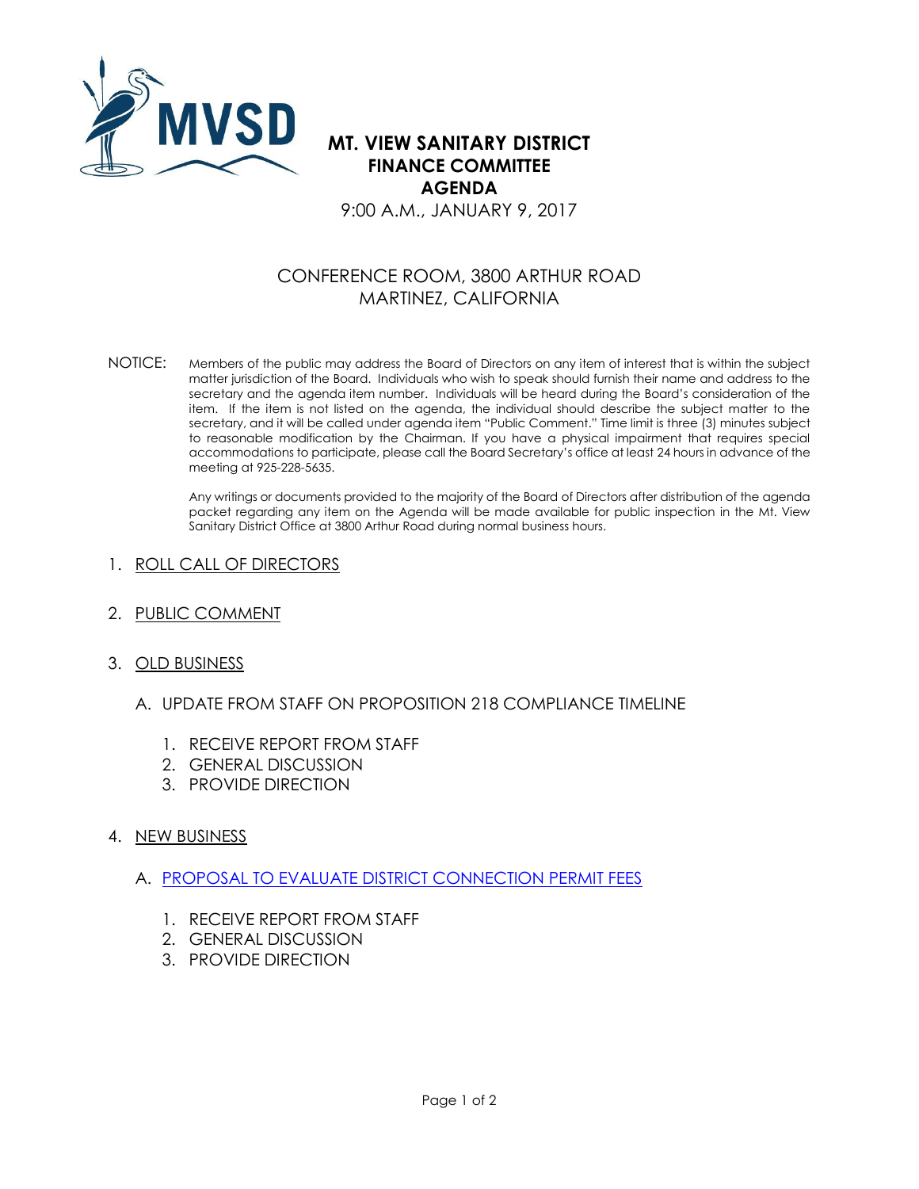MVSD

# MT. VIEW SANITARY DISTRICT
## FINANCE COMMITTEE
## AGENDA

9:00 A.M., JANUARY 9, 2017

CONFERENCE ROOM, 3800 ARTHUR ROAD
MARTINEZ, CALIFORNIA

NOTICE: Members of the public may address the Board of Directors on any item of interest that is within the subject matter jurisdiction of the Board. Individuals who wish to speak should furnish their name and address to the secretary and the agenda item number. Individuals will be heard during the Board's consideration of the item. If the item is not listed on the agenda, the individual should describe the subject matter to the secretary, and it will be called under agenda item "Public Comment." Time limit is three (3) minutes subject to reasonable modification by the Chairman. If you have a physical impairment that requires special accommodations to participate, please call the Board Secretary's office at least 24 hours in advance of the meeting at 925-228-5635.

Any writings or documents provided to the majority of the Board of Directors after distribution of the agenda packet regarding any item on the Agenda will be made available for public inspection in the Mt. View Sanitary District Office at 3800 Arthur Road during normal business hours.

1. ROLL CALL OF DIRECTORS

2. PUBLIC COMMENT

3. OLD BUSINESS

   A. UPDATE FROM STAFF ON PROPOSITION 218 COMPLIANCE TIMELINE

      1. RECEIVE REPORT FROM STAFF
      2. GENERAL DISCUSSION
      3. PROVIDE DIRECTION

4. NEW BUSINESS

   A. PROPOSAL TO EVALUATE DISTRICT CONNECTION PERMIT FEES

      1. RECEIVE REPORT FROM STAFF
      2. GENERAL DISCUSSION
      3. PROVIDE DIRECTION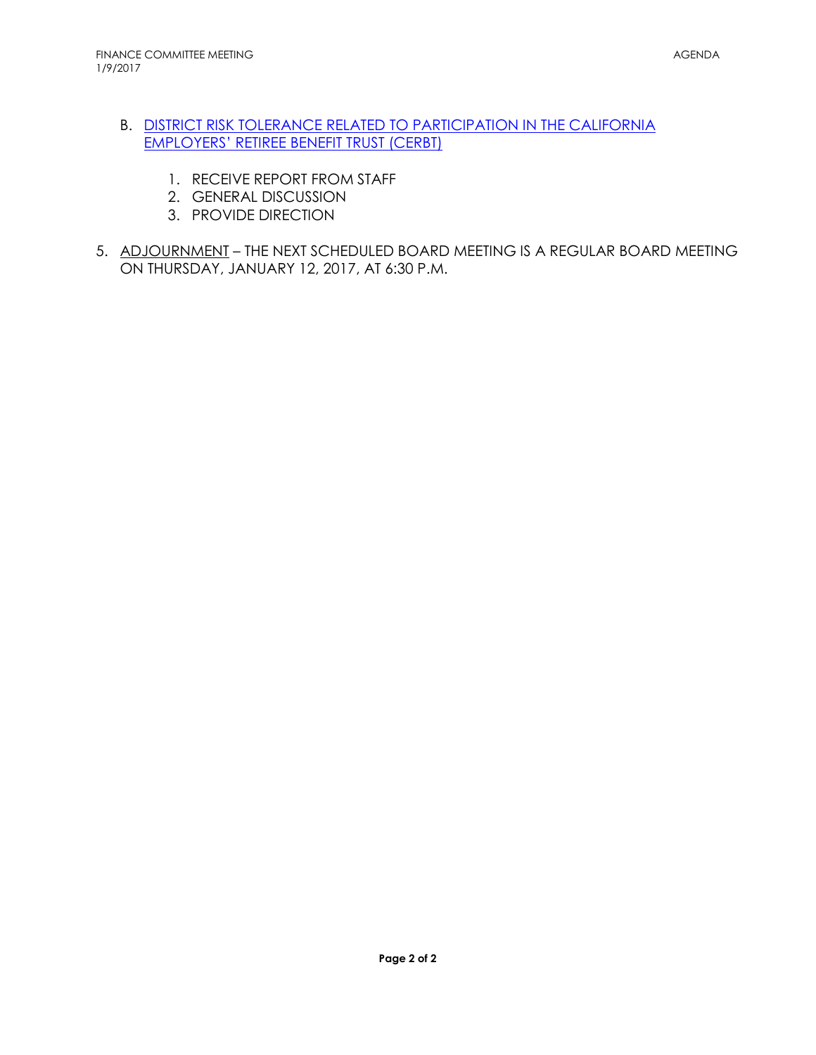B. DISTRICT RISK TOLERANCE RELATED TO PARTICIPATION IN THE CALIFORNIA EMPLOYERS' RETIREE BENEFIT TRUST (CERBT)

   1. RECEIVE REPORT FROM STAFF
   2. GENERAL DISCUSSION
   3. PROVIDE DIRECTION

5. ADJOURNMENT – THE NEXT SCHEDULED BOARD MEETING IS A REGULAR BOARD MEETING ON THURSDAY, JANUARY 12, 2017, AT 6:30 P.M.